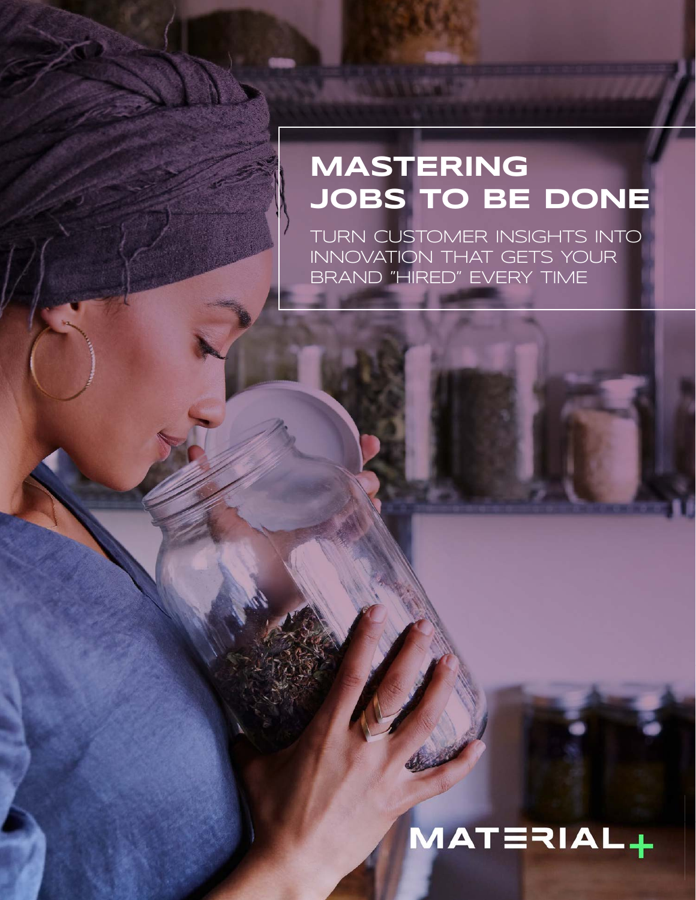# MASTERING JOBS TO BE DONE

TURN CUSTOMER INSIGHTS INTO INNOVATION THAT GETS YOUR BRAND "HIRED" EVERY TIME

MATERIAL+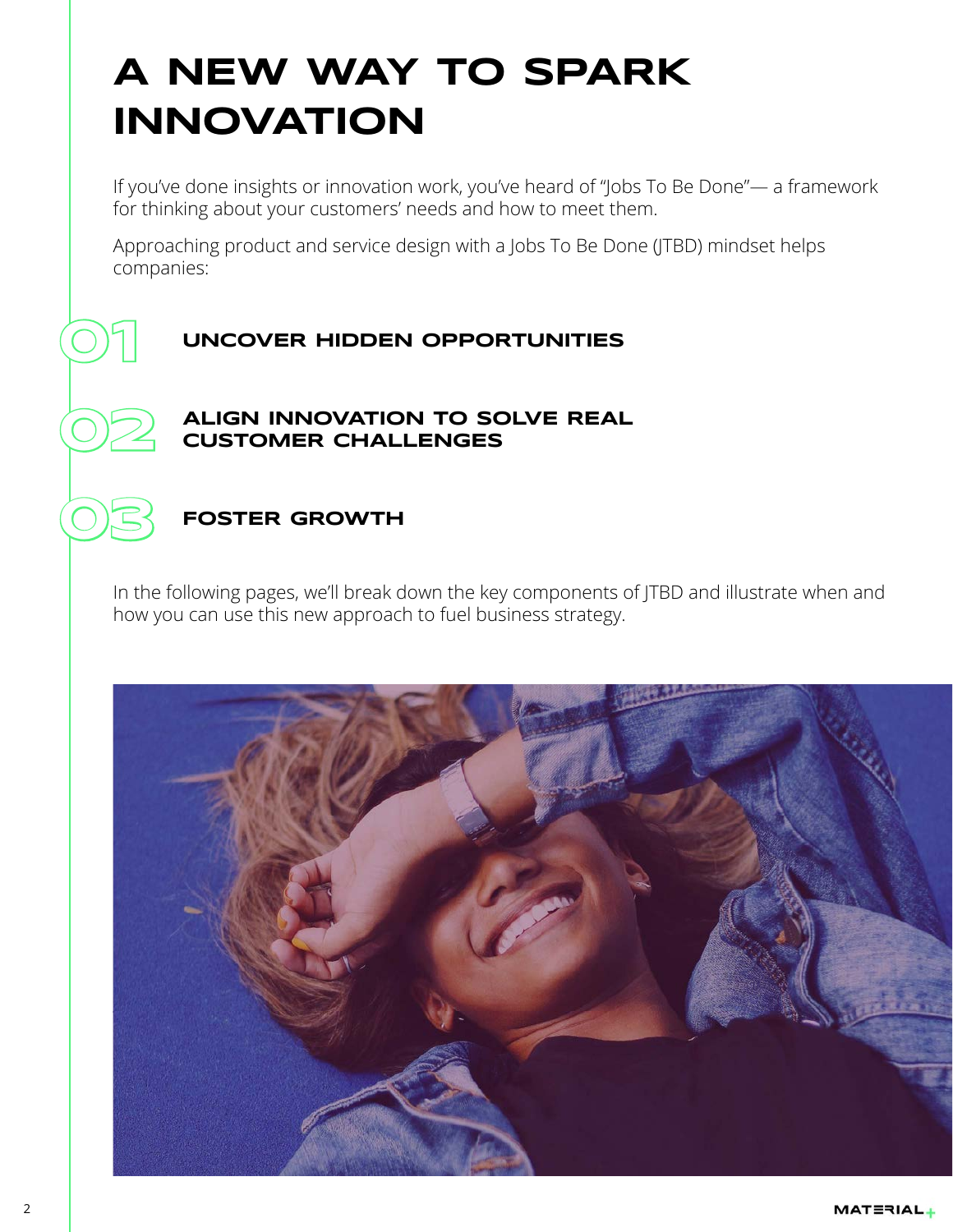# A NEW WAY TO SPARK INNOVATION

If you've done insights or innovation work, you've heard of "Jobs To Be Done"— a framework for thinking about your customers' needs and how to meet them.

Approaching product and service design with a Jobs To Be Done (JTBD) mindset helps companies:

01 **UNCOVER HIDDEN OPPORTUNITIES**

02 **ALIGN INNOVATION TO SOLVE REAL CUSTOMER CHALLENGES**

03 **FOSTER GROWTH**

In the following pages, we'll break down the key components of JTBD and illustrate when and how you can use this new approach to fuel business strategy.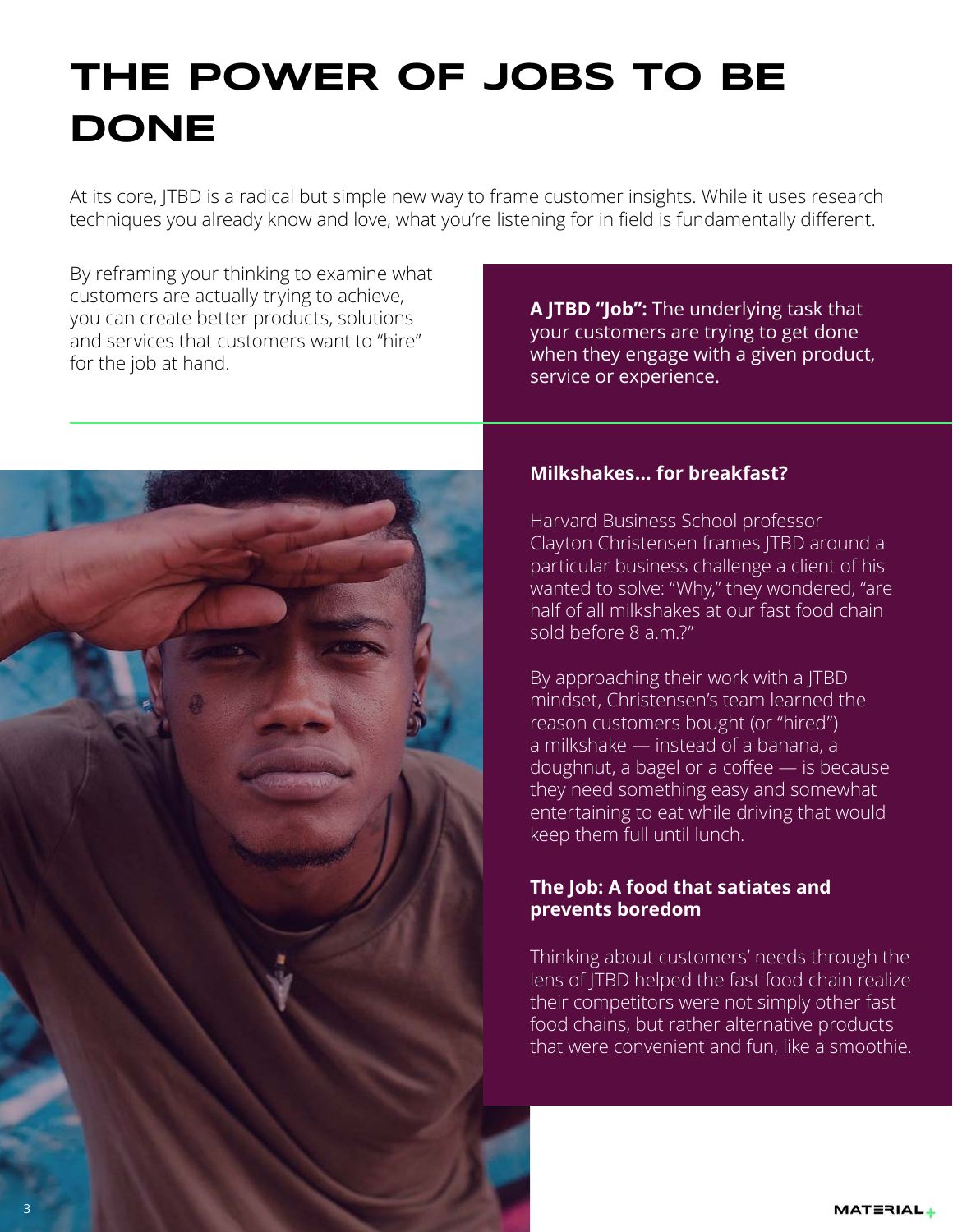# THE POWER OF JOBS TO BE DONE

At its core, JTBD is a radical but simple new way to frame customer insights. While it uses research techniques you already know and love, what you're listening for in field is fundamentally different.

By reframing your thinking to examine what customers are actually trying to achieve, you can create better products, solutions and services that customers want to "hire" for the job at hand.

**A JTBD "Job":** The underlying task that your customers are trying to get done when they engage with a given product, service or experience.

### Milkshakes... for breakfast?

Harvard Business School professor Clayton Christensen frames JTBD around a particular business challenge a client of his wanted to solve: "Why," they wondered, "are half of all milkshakes at our fast food chain sold before 8 a.m.?"

By approaching their work with a JTBD mindset, Christensen's team learned the reason customers bought (or "hired") a milkshake — instead of a banana, a doughnut, a bagel or a coffee — is because they need something easy and somewhat entertaining to eat while driving that would keep them full until lunch.

### The Job: A food that satiates and prevents boredom

Thinking about customers' needs through the lens of JTBD helped the fast food chain realize their competitors were not simply other fast food chains, but rather alternative products that were convenient and fun, like a smoothie.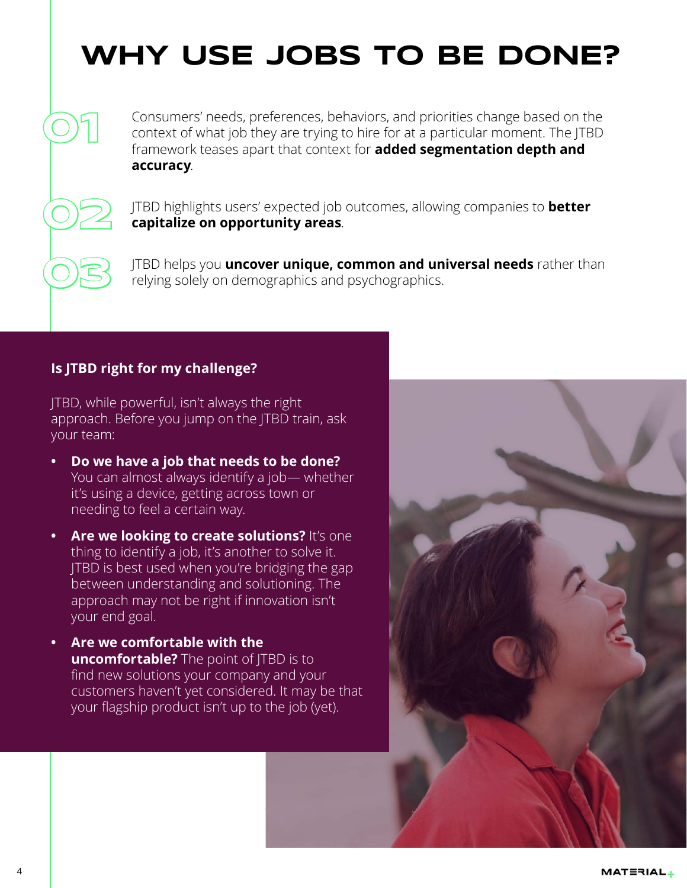# WHY USE JOBS TO BE DONE?

01

Consumers' needs, preferences, behaviors, and priorities change based on the context of what job they are trying to hire for at a particular moment. The JTBD framework teases apart that context for **added segmentation depth and accuracy**.

02

JTBD highlights users' expected job outcomes, allowing companies to **better capitalize on opportunity areas**.

03

JTBD helps you **uncover unique, common and universal needs** rather than relying solely on demographics and psychographics.

**Is JTBD right for my challenge?**

JTBD, while powerful, isn't always the right approach. Before you jump on the JTBD train, ask your team:

- **Do we have a job that needs to be done?** You can almost always identify a job— whether it's using a device, getting across town or needing to feel a certain way.
- **Are we looking to create solutions?** It's one thing to identify a job, it's another to solve it. JTBD is best used when you're bridging the gap between understanding and solutioning. The approach may not be right if innovation isn't your end goal.
- **Are we comfortable with the uncomfortable?** The point of JTBD is to find new solutions your company and your customers haven't yet considered. It may be that your flagship product isn't up to the job (yet).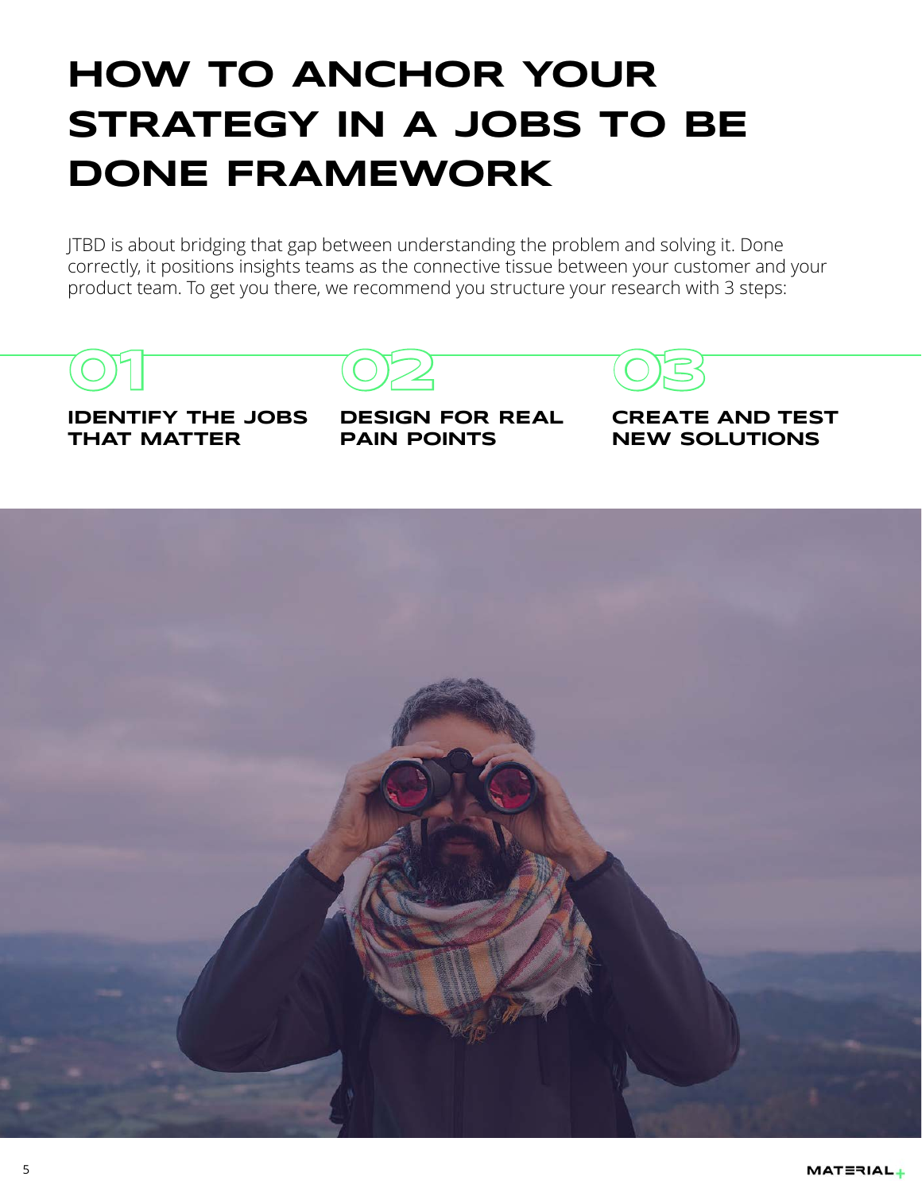# HOW TO ANCHOR YOUR STRATEGY IN A JOBS TO BE DONE FRAMEWORK

JTBD is about bridging that gap between understanding the problem and solving it. Done correctly, it positions insights teams as the connective tissue between your customer and your product team. To get you there, we recommend you structure your research with 3 steps:

**01**

**IDENTIFY THE JOBS THAT MATTER**

**02**

**DESIGN FOR REAL PAIN POINTS**

**03**

**CREATE AND TEST NEW SOLUTIONS**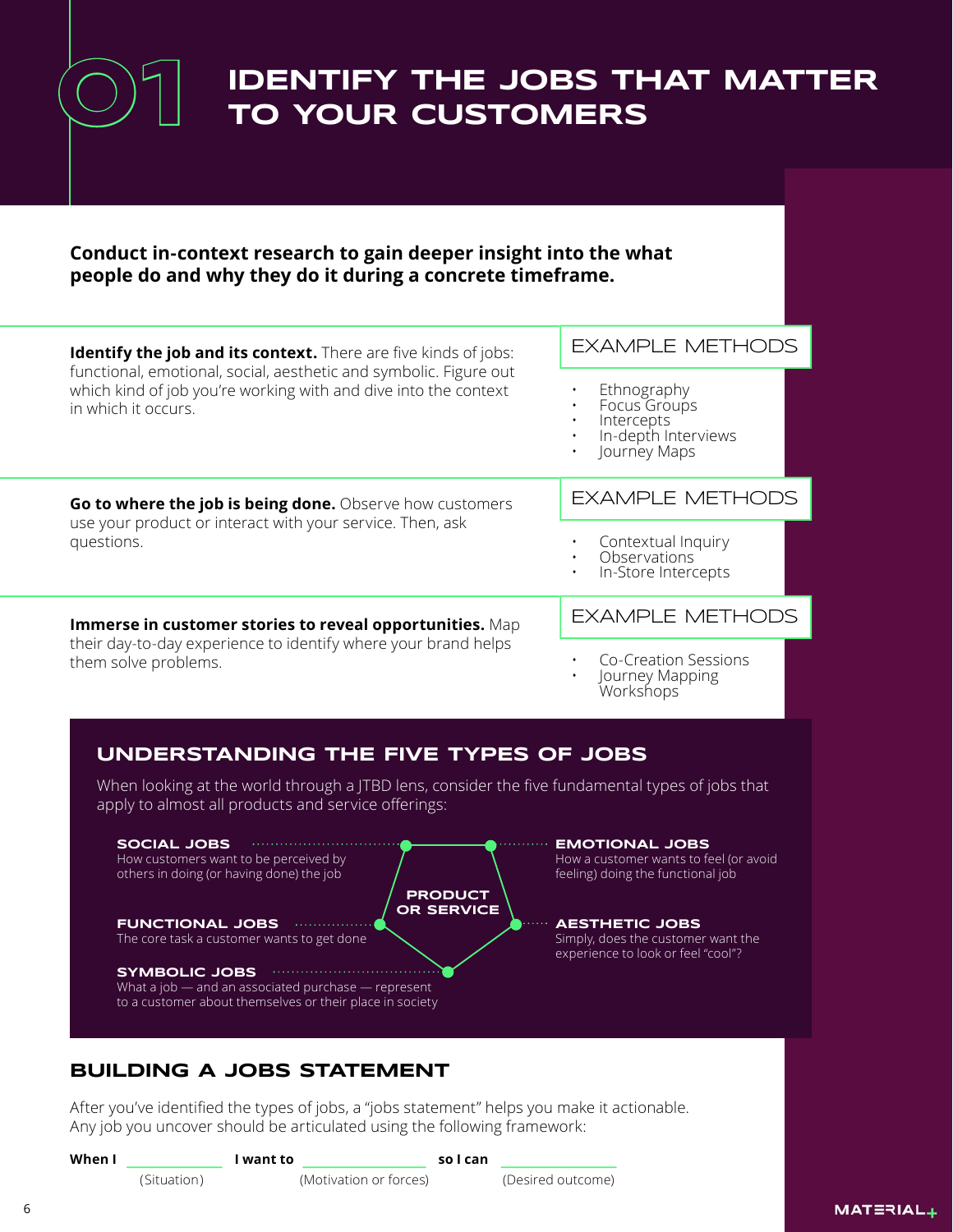# 01 IDENTIFY THE JOBS THAT MATTER TO YOUR CUSTOMERS

**Conduct in-context research to gain deeper insight into the what people do and why they do it during a concrete timeframe.**

**Identify the job and its context.** There are five kinds of jobs: functional, emotional, social, aesthetic and symbolic. Figure out which kind of job you're working with and dive into the context in which it occurs.

EXAMPLE METHODS

- Ethnography
- Focus Groups
- Intercepts
- In-depth Interviews
- Journey Maps

**Go to where the job is being done.** Observe how customers use your product or interact with your service. Then, ask questions.

EXAMPLE METHODS

- Contextual Inquiry
- Observations
- In-Store Intercepts

**Immerse in customer stories to reveal opportunities.** Map their day-to-day experience to identify where your brand helps them solve problems.

EXAMPLE METHODS

- Co-Creation Sessions
- Journey Mapping Workshops

## UNDERSTANDING THE FIVE TYPES OF JOBS

When looking at the world through a JTBD lens, consider the five fundamental types of jobs that apply to almost all products and service offerings:

**PRODUCT OR SERVICE**

**SOCIAL JOBS**
How customers want to be perceived by others in doing (or having done) the job

**EMOTIONAL JOBS**
How a customer wants to feel (or avoid feeling) doing the functional job

**FUNCTIONAL JOBS**
The core task a customer wants to get done

**AESTHETIC JOBS**
Simply, does the customer want the experience to look or feel "cool"?

**SYMBOLIC JOBS**
What a job — and an associated purchase — represent to a customer about themselves or their place in society

## BUILDING A JOBS STATEMENT

After you've identified the types of jobs, a "jobs statement" helps you make it actionable. Any job you uncover should be articulated using the following framework:

**When I** ____________ **I want to** ____________ **so I can** ____________
(Situation) (Motivation or forces) (Desired outcome)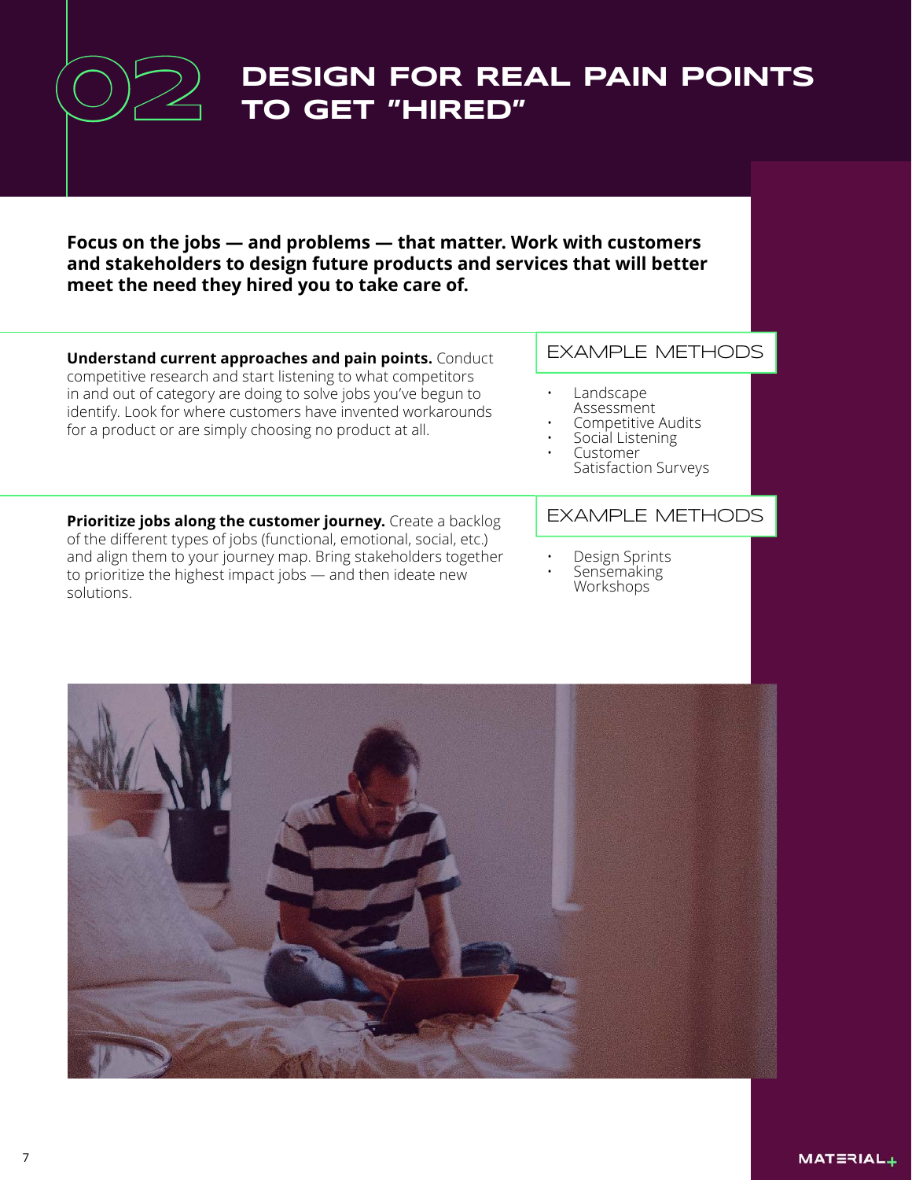# 02 DESIGN FOR REAL PAIN POINTS TO GET "HIRED"

**Focus on the jobs — and problems — that matter. Work with customers and stakeholders to design future products and services that will better meet the need they hired you to take care of.**

**Understand current approaches and pain points.** Conduct competitive research and start listening to what competitors in and out of category are doing to solve jobs you've begun to identify. Look for where customers have invented workarounds for a product or are simply choosing no product at all.

### EXAMPLE METHODS

- Landscape Assessment
- Competitive Audits
- Social Listening
- Customer Satisfaction Surveys

**Prioritize jobs along the customer journey.** Create a backlog of the different types of jobs (functional, emotional, social, etc.) and align them to your journey map. Bring stakeholders together to prioritize the highest impact jobs — and then ideate new solutions.

### EXAMPLE METHODS

- Design Sprints
- Sensemaking Workshops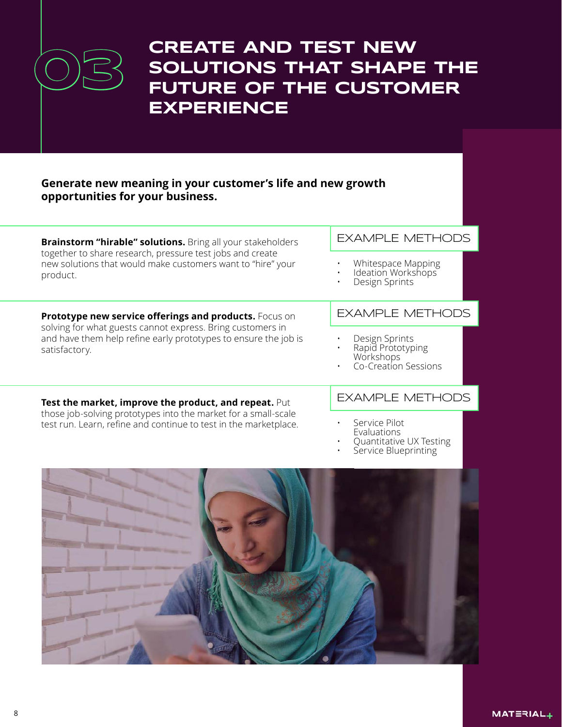# 03 CREATE AND TEST NEW SOLUTIONS THAT SHAPE THE FUTURE OF THE CUSTOMER EXPERIENCE

**Generate new meaning in your customer's life and new growth opportunities for your business.**

**Brainstorm "hirable" solutions.** Bring all your stakeholders together to share research, pressure test jobs and create new solutions that would make customers want to "hire" your product.

### EXAMPLE METHODS

- Whitespace Mapping
- Ideation Workshops
- Design Sprints

**Prototype new service offerings and products.** Focus on solving for what guests cannot express. Bring customers in and have them help refine early prototypes to ensure the job is satisfactory.

### EXAMPLE METHODS

- Design Sprints
- Rapid Prototyping Workshops
- Co-Creation Sessions

**Test the market, improve the product, and repeat.** Put those job-solving prototypes into the market for a small-scale test run. Learn, refine and continue to test in the marketplace.

### EXAMPLE METHODS

- Service Pilot Evaluations
- Quantitative UX Testing
- Service Blueprinting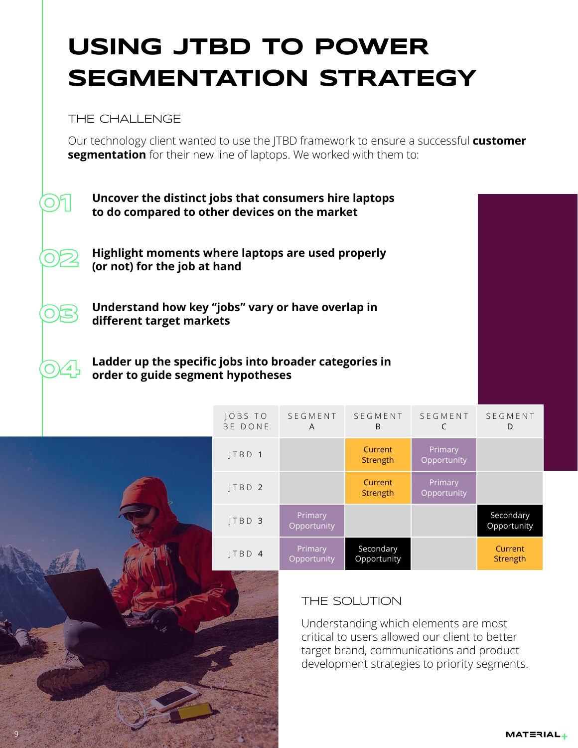# USING JTBD TO POWER SEGMENTATION STRATEGY

## THE CHALLENGE

Our technology client wanted to use the JTBD framework to ensure a successful **customer segmentation** for their new line of laptops. We worked with them to:

01 **Uncover the distinct jobs that consumers hire laptops to do compared to other devices on the market**

02 **Highlight moments where laptops are used properly (or not) for the job at hand**

03 **Understand how key "jobs" vary or have overlap in different target markets**

04 **Ladder up the specific jobs into broader categories in order to guide segment hypotheses**

| JOBS TO BE DONE | SEGMENT A | SEGMENT B | SEGMENT C | SEGMENT D |
|---|---|---|---|---|
| JTBD 1 | | Current Strength | Primary Opportunity | |
| JTBD 2 | | Current Strength | Primary Opportunity | |
| JTBD 3 | Primary Opportunity | | | Secondary Opportunity |
| JTBD 4 | Primary Opportunity | Secondary Opportunity | | Current Strength |

## THE SOLUTION

Understanding which elements are most critical to users allowed our client to better target brand, communications and product development strategies to priority segments.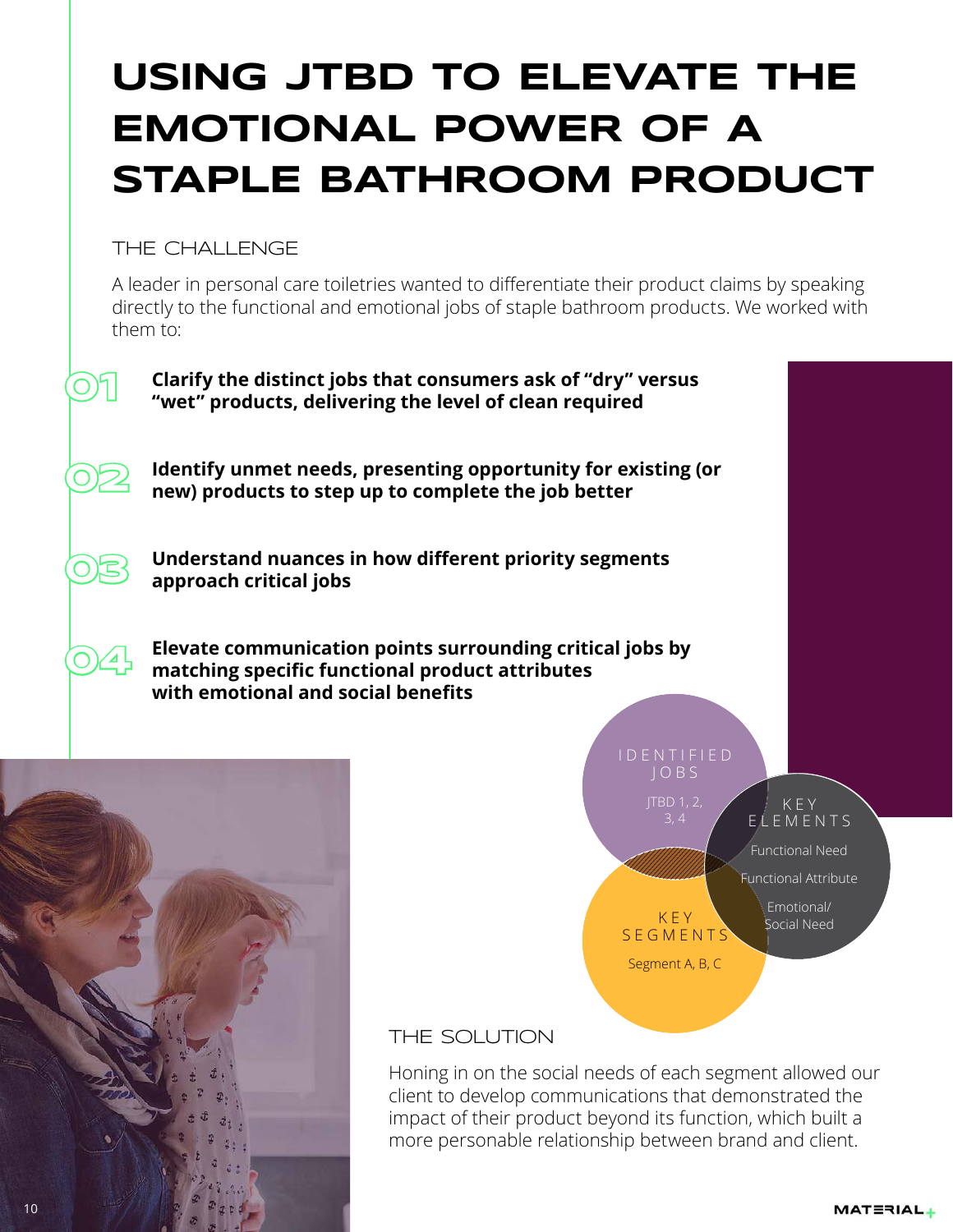# USING JTBD TO ELEVATE THE EMOTIONAL POWER OF A STAPLE BATHROOM PRODUCT

## THE CHALLENGE

A leader in personal care toiletries wanted to differentiate their product claims by speaking directly to the functional and emotional jobs of staple bathroom products. We worked with them to:

**01** **Clarify the distinct jobs that consumers ask of "dry" versus "wet" products, delivering the level of clean required**

**02** **Identify unmet needs, presenting opportunity for existing (or new) products to step up to complete the job better**

**03** **Understand nuances in how different priority segments approach critical jobs**

**04** **Elevate communication points surrounding critical jobs by matching specific functional product attributes with emotional and social benefits**

IDENTIFIED JOBS
JTBD 1, 2, 3, 4

KEY ELEMENTS
Functional Need
Functional Attribute
Emotional/ Social Need

KEY SEGMENTS
Segment A, B, C

## THE SOLUTION

Honing in on the social needs of each segment allowed our client to develop communications that demonstrated the impact of their product beyond its function, which built a more personable relationship between brand and client.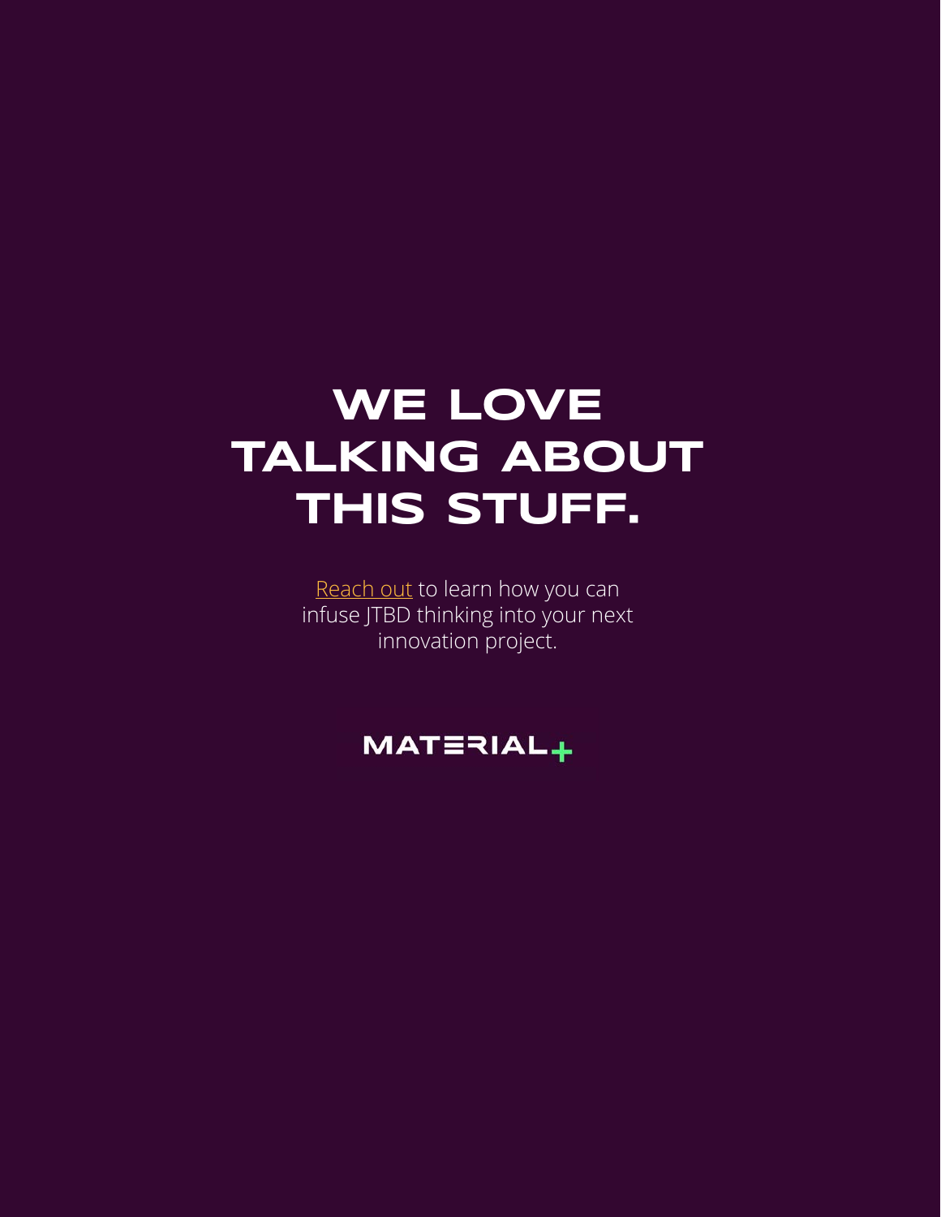# WE LOVE TALKING ABOUT THIS STUFF.

Reach out to learn how you can infuse JTBD thinking into your next innovation project.

MATERIAL+